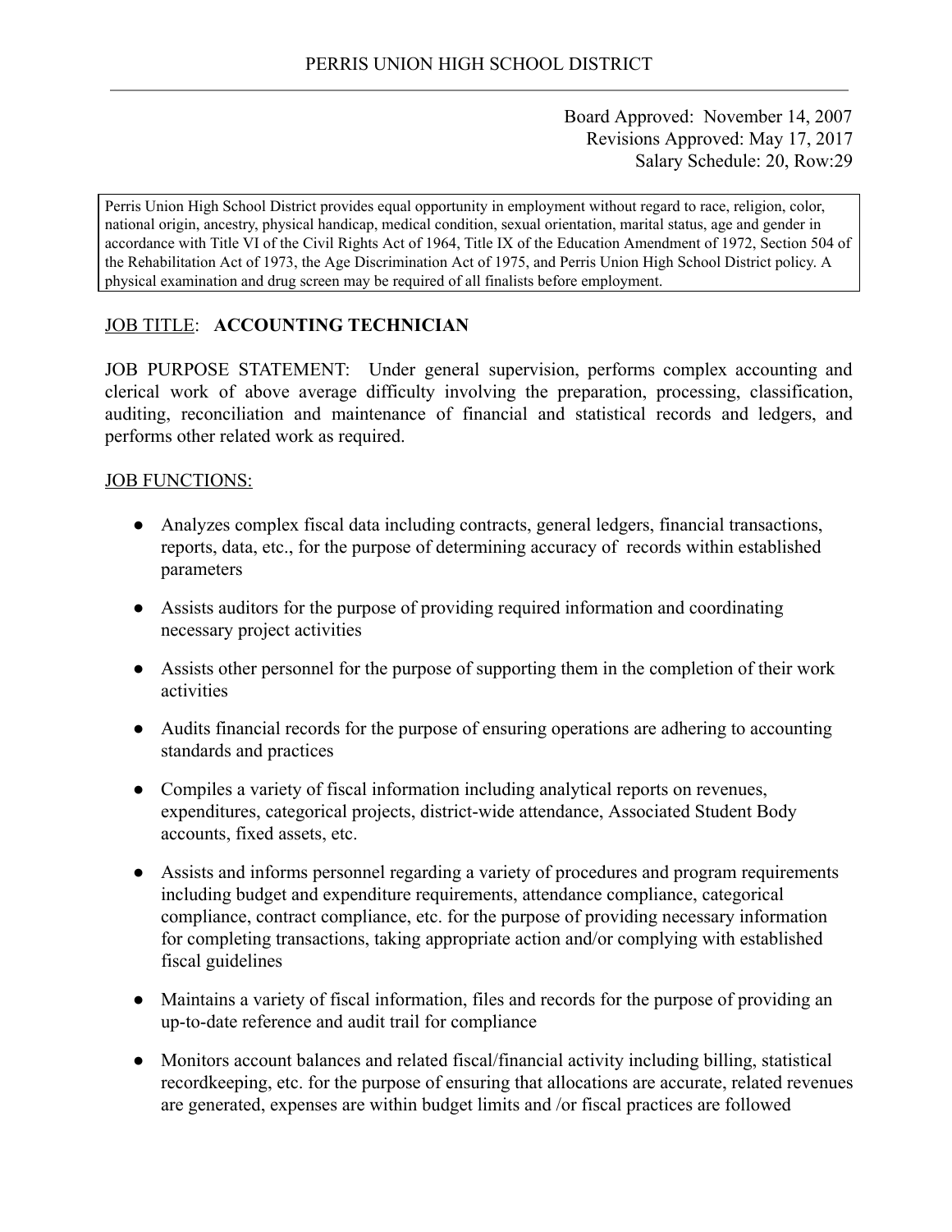PERRIS UNION HIGH SCHOOL DISTRICT

Board Approved: November 14, 2007
Revisions Approved: May 17, 2017
Salary Schedule: 20, Row:29

Perris Union High School District provides equal opportunity in employment without regard to race, religion, color, national origin, ancestry, physical handicap, medical condition, sexual orientation, marital status, age and gender in accordance with Title VI of the Civil Rights Act of 1964, Title IX of the Education Amendment of 1972, Section 504 of the Rehabilitation Act of 1973, the Age Discrimination Act of 1975, and Perris Union High School District policy. A physical examination and drug screen may be required of all finalists before employment.

JOB TITLE: **ACCOUNTING TECHNICIAN**

JOB PURPOSE STATEMENT: Under general supervision, performs complex accounting and clerical work of above average difficulty involving the preparation, processing, classification, auditing, reconciliation and maintenance of financial and statistical records and ledgers, and performs other related work as required.

JOB FUNCTIONS:

- Analyzes complex fiscal data including contracts, general ledgers, financial transactions, reports, data, etc., for the purpose of determining accuracy of records within established parameters
- Assists auditors for the purpose of providing required information and coordinating necessary project activities
- Assists other personnel for the purpose of supporting them in the completion of their work activities
- Audits financial records for the purpose of ensuring operations are adhering to accounting standards and practices
- Compiles a variety of fiscal information including analytical reports on revenues, expenditures, categorical projects, district-wide attendance, Associated Student Body accounts, fixed assets, etc.
- Assists and informs personnel regarding a variety of procedures and program requirements including budget and expenditure requirements, attendance compliance, categorical compliance, contract compliance, etc. for the purpose of providing necessary information for completing transactions, taking appropriate action and/or complying with established fiscal guidelines
- Maintains a variety of fiscal information, files and records for the purpose of providing an up-to-date reference and audit trail for compliance
- Monitors account balances and related fiscal/financial activity including billing, statistical recordkeeping, etc. for the purpose of ensuring that allocations are accurate, related revenues are generated, expenses are within budget limits and /or fiscal practices are followed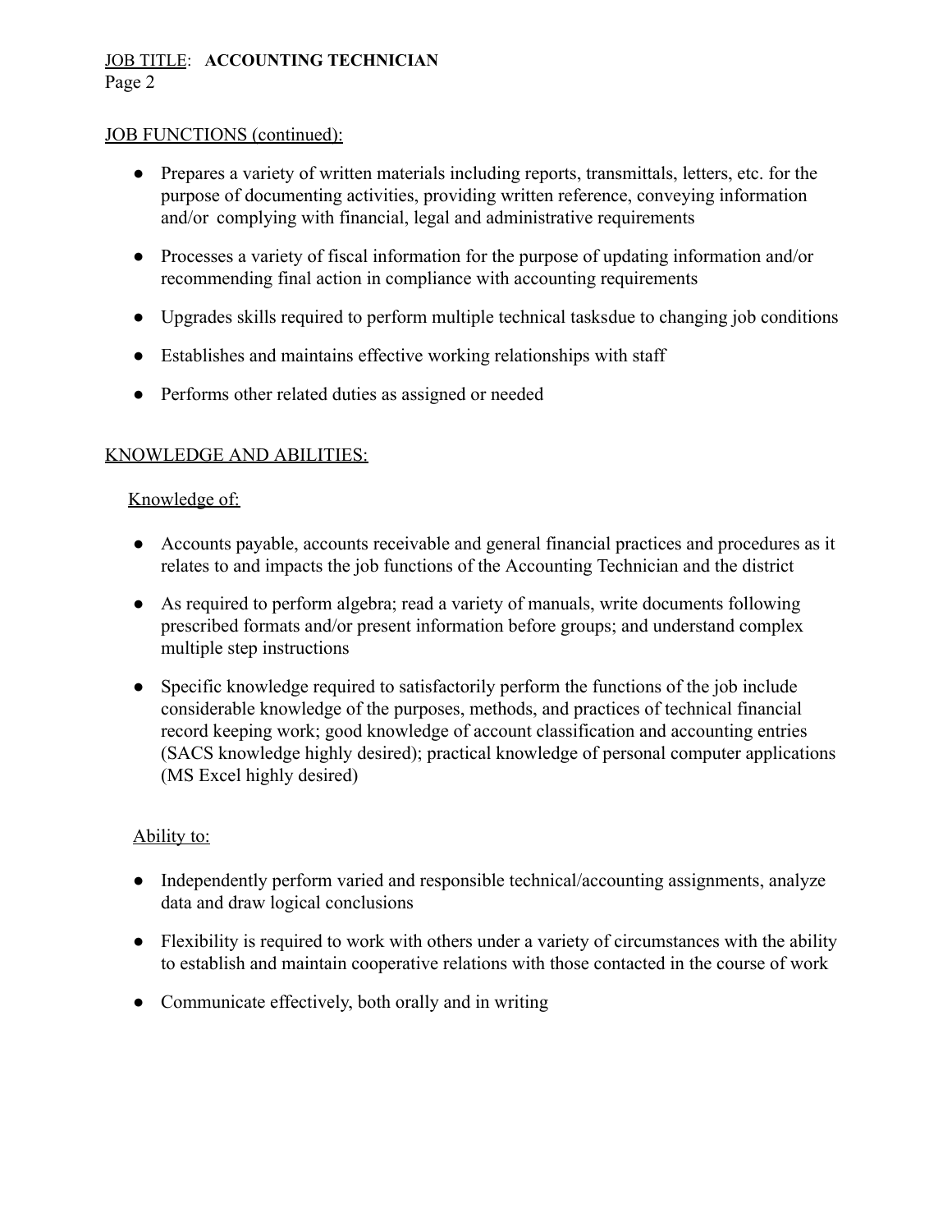## JOB FUNCTIONS (continued):

- Prepares a variety of written materials including reports, transmittals, letters, etc. for the purpose of documenting activities, providing written reference, conveying information and/or complying with financial, legal and administrative requirements
- Processes a variety of fiscal information for the purpose of updating information and/or recommending final action in compliance with accounting requirements
- Upgrades skills required to perform multiple technical tasksdue to changing job conditions
- Establishes and maintains effective working relationships with staff
- Performs other related duties as assigned or needed

## KNOWLEDGE AND ABILITIES:

### Knowledge of:

- Accounts payable, accounts receivable and general financial practices and procedures as it relates to and impacts the job functions of the Accounting Technician and the district
- As required to perform algebra; read a variety of manuals, write documents following prescribed formats and/or present information before groups; and understand complex multiple step instructions
- Specific knowledge required to satisfactorily perform the functions of the job include considerable knowledge of the purposes, methods, and practices of technical financial record keeping work; good knowledge of account classification and accounting entries (SACS knowledge highly desired); practical knowledge of personal computer applications (MS Excel highly desired)

### Ability to:

- Independently perform varied and responsible technical/accounting assignments, analyze data and draw logical conclusions
- Flexibility is required to work with others under a variety of circumstances with the ability to establish and maintain cooperative relations with those contacted in the course of work
- Communicate effectively, both orally and in writing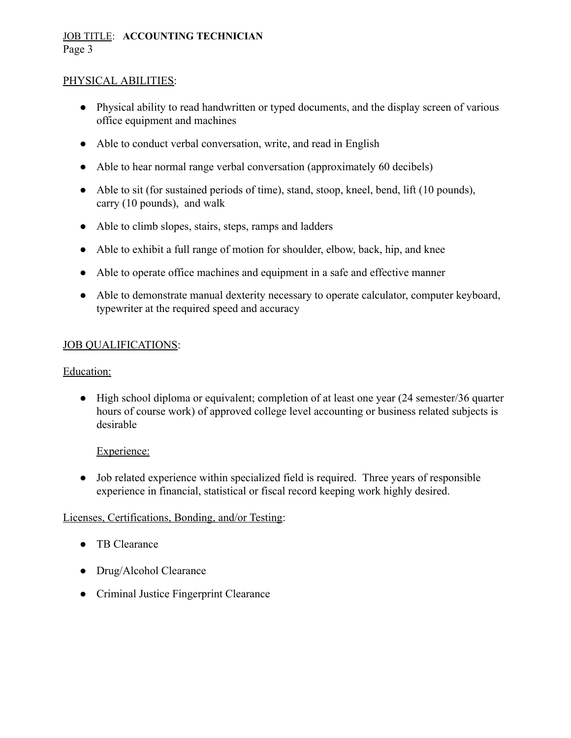## PHYSICAL ABILITIES:

- Physical ability to read handwritten or typed documents, and the display screen of various office equipment and machines
- Able to conduct verbal conversation, write, and read in English
- Able to hear normal range verbal conversation (approximately 60 decibels)
- Able to sit (for sustained periods of time), stand, stoop, kneel, bend, lift (10 pounds), carry (10 pounds), and walk
- Able to climb slopes, stairs, steps, ramps and ladders
- Able to exhibit a full range of motion for shoulder, elbow, back, hip, and knee
- Able to operate office machines and equipment in a safe and effective manner
- Able to demonstrate manual dexterity necessary to operate calculator, computer keyboard, typewriter at the required speed and accuracy

## JOB QUALIFICATIONS:

### Education:

- High school diploma or equivalent; completion of at least one year (24 semester/36 quarter hours of course work) of approved college level accounting or business related subjects is desirable

### Experience:

- Job related experience within specialized field is required. Three years of responsible experience in financial, statistical or fiscal record keeping work highly desired.

### Licenses, Certifications, Bonding, and/or Testing:

- TB Clearance
- Drug/Alcohol Clearance
- Criminal Justice Fingerprint Clearance